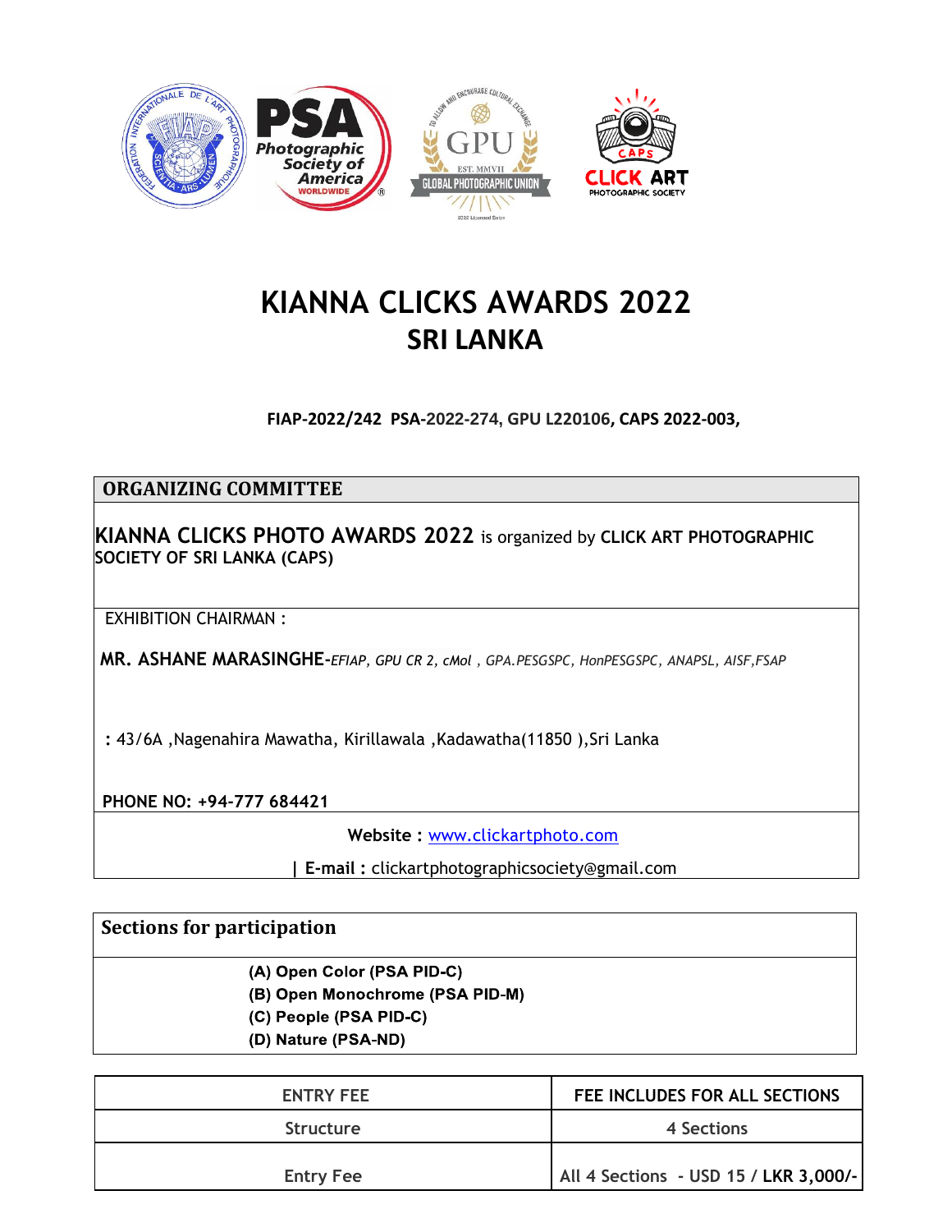# KIANNA CLICKS AWARDS 2022
## SRI LANKA

**FIAP-2022/242 PSA-2022-274, GPU L220106, CAPS 2022-003,**

| ORGANIZING COMMITTEE |
|---|
| **KIANNA CLICKS PHOTO AWARDS 2022** is organized by **CLICK ART PHOTOGRAPHIC SOCIETY OF SRI LANKA (CAPS)** |
| EXHIBITION CHAIRMAN :<br><br>**MR. ASHANE MARASINGHE-***EFIAP, GPU CR 2, cMol , GPA.PESGSPC, HonPESGSPC, ANAPSL, AISF,FSAP*<br><br>**:** 43/6A ,Nagenahira Mawatha, Kirillawala ,Kadawatha(11850 ),Sri Lanka<br><br>**PHONE NO: +94-777 684421** |
| **Website :** www.clickartphoto.com<br><br>**\| E-mail :** clickartphotographicsociety@gmail.com |

| Sections for participation |
|---|
| **(A) Open Color (PSA PID-C)**<br>**(B) Open Monochrome (PSA PID-M)**<br>**(C) People (PSA PID-C)**<br>**(D) Nature (PSA-ND)** |

| ENTRY FEE | FEE INCLUDES FOR ALL SECTIONS |
|---|---|
| Structure | 4 Sections |
| Entry Fee | All 4 Sections - USD 15 / **LKR 3,000/-** |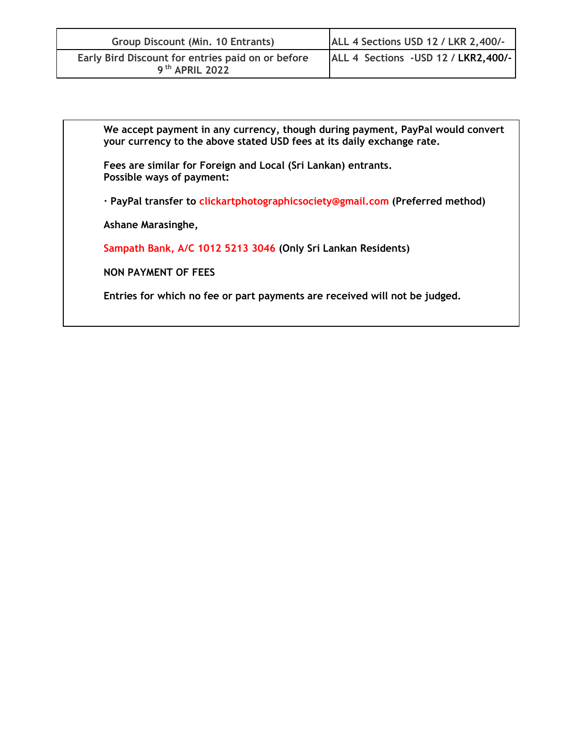| Group Discount (Min. 10 Entrants) | ALL 4 Sections USD 12 / LKR 2,400/- |
|---|---|
| Early Bird Discount for entries paid on or before 9th APRIL 2022 | ALL 4 Sections -USD 12 / LKR2,400/- |

**We accept payment in any currency, though during payment, PayPal would convert your currency to the above stated USD fees at its daily exchange rate.**

**Fees are similar for Foreign and Local (Sri Lankan) entrants.**
**Possible ways of payment:**

**· PayPal transfer to clickartphotographicsociety@gmail.com (Preferred method)**

**Ashane Marasinghe,**

**Sampath Bank, A/C 1012 5213 3046 (Only Sri Lankan Residents)**

**NON PAYMENT OF FEES**

**Entries for which no fee or part payments are received will not be judged.**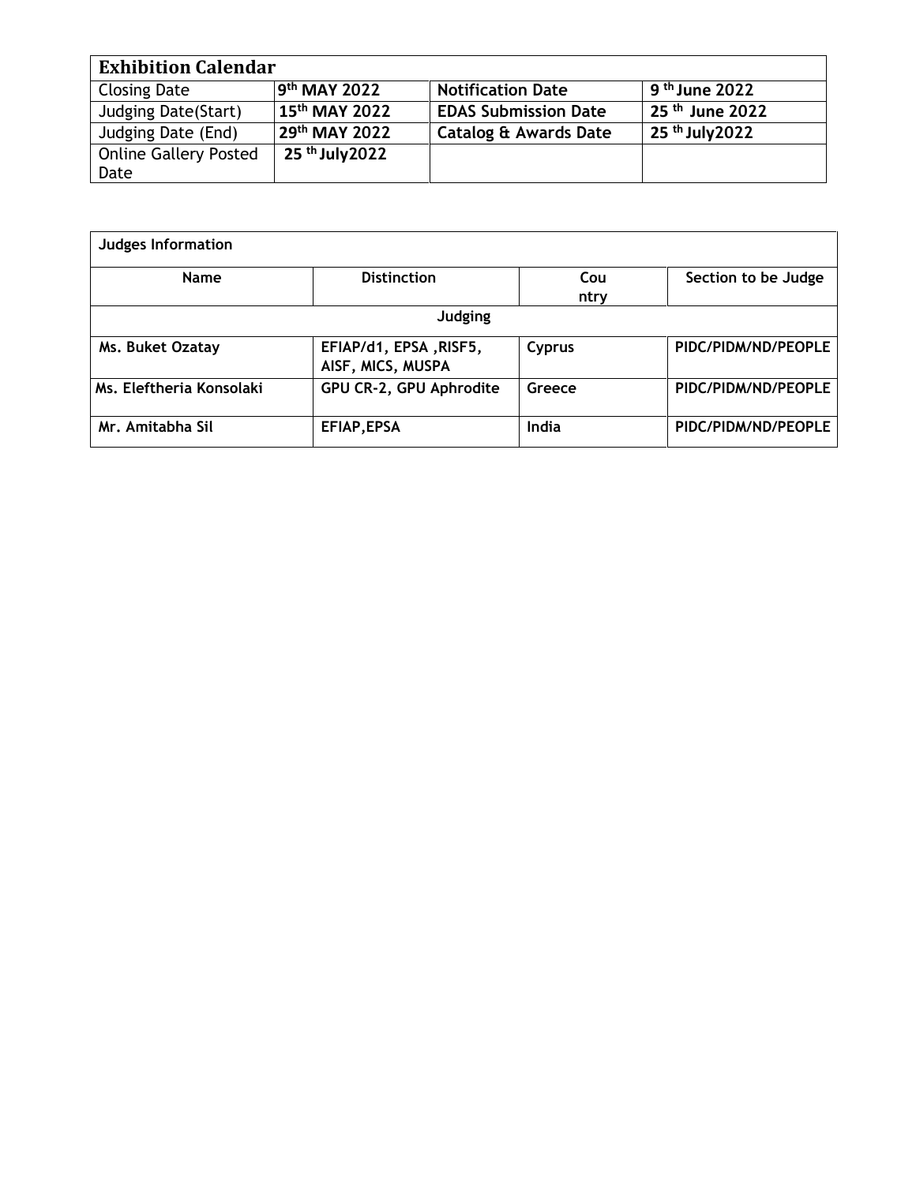| Exhibition Calendar | | | |
|---|---|---|---|
| Closing Date | **9th MAY 2022** | **Notification Date** | **9 th June 2022** |
| Judging Date(Start) | **15th MAY 2022** | **EDAS Submission Date** | **25 th June 2022** |
| Judging Date (End) | **29th MAY 2022** | **Catalog & Awards Date** | **25 th July2022** |
| Online Gallery Posted Date | **25 th July2022** | | |

| Judges Information | | | |
|---|---|---|---|
| **Name** | **Distinction** | **Country** | **Section to be Judge** |
| | **Judging** | | |
| **Ms. Buket Ozatay** | **EFIAP/d1, EPSA ,RISF5, AISF, MICS, MUSPA** | **Cyprus** | **PIDC/PIDM/ND/PEOPLE** |
| **Ms. Eleftheria Konsolaki** | **GPU CR-2, GPU Aphrodite** | **Greece** | **PIDC/PIDM/ND/PEOPLE** |
| **Mr. Amitabha Sil** | **EFIAP,EPSA** | **India** | **PIDC/PIDM/ND/PEOPLE** |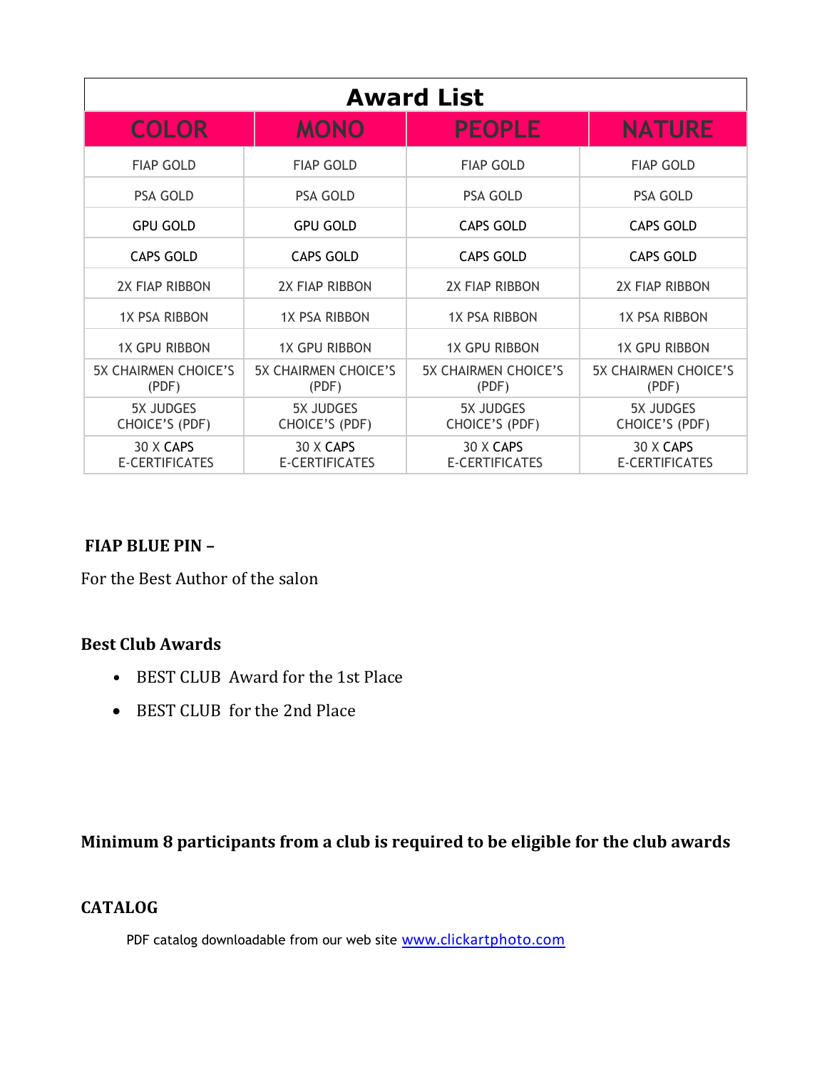## Award List

| COLOR | MONO | PEOPLE | NATURE |
|---|---|---|---|
| FIAP GOLD | FIAP GOLD | FIAP GOLD | FIAP GOLD |
| PSA GOLD | PSA GOLD | PSA GOLD | PSA GOLD |
| GPU GOLD | GPU GOLD | CAPS GOLD | CAPS GOLD |
| CAPS GOLD | CAPS GOLD | CAPS GOLD | CAPS GOLD |
| 2X FIAP RIBBON | 2X FIAP RIBBON | 2X FIAP RIBBON | 2X FIAP RIBBON |
| 1X PSA RIBBON | 1X PSA RIBBON | 1X PSA RIBBON | 1X PSA RIBBON |
| 1X GPU RIBBON | 1X GPU RIBBON | 1X GPU RIBBON | 1X GPU RIBBON |
| 5X CHAIRMEN CHOICE'S (PDF) | 5X CHAIRMEN CHOICE'S (PDF) | 5X CHAIRMEN CHOICE'S (PDF) | 5X CHAIRMEN CHOICE'S (PDF) |
| 5X JUDGES CHOICE'S (PDF) | 5X JUDGES CHOICE'S (PDF) | 5X JUDGES CHOICE'S (PDF) | 5X JUDGES CHOICE'S (PDF) |
| 30 X CAPS E-CERTIFICATES | 30 X CAPS E-CERTIFICATES | 30 X CAPS E-CERTIFICATES | 30 X CAPS E-CERTIFICATES |

**FIAP BLUE PIN –**

For the Best Author of the salon

**Best Club Awards**

- BEST CLUB Award for the 1st Place
- BEST CLUB for the 2nd Place

**Minimum 8 participants from a club is required to be eligible for the club awards**

**CATALOG**

PDF catalog downloadable from our web site www.clickartphoto.com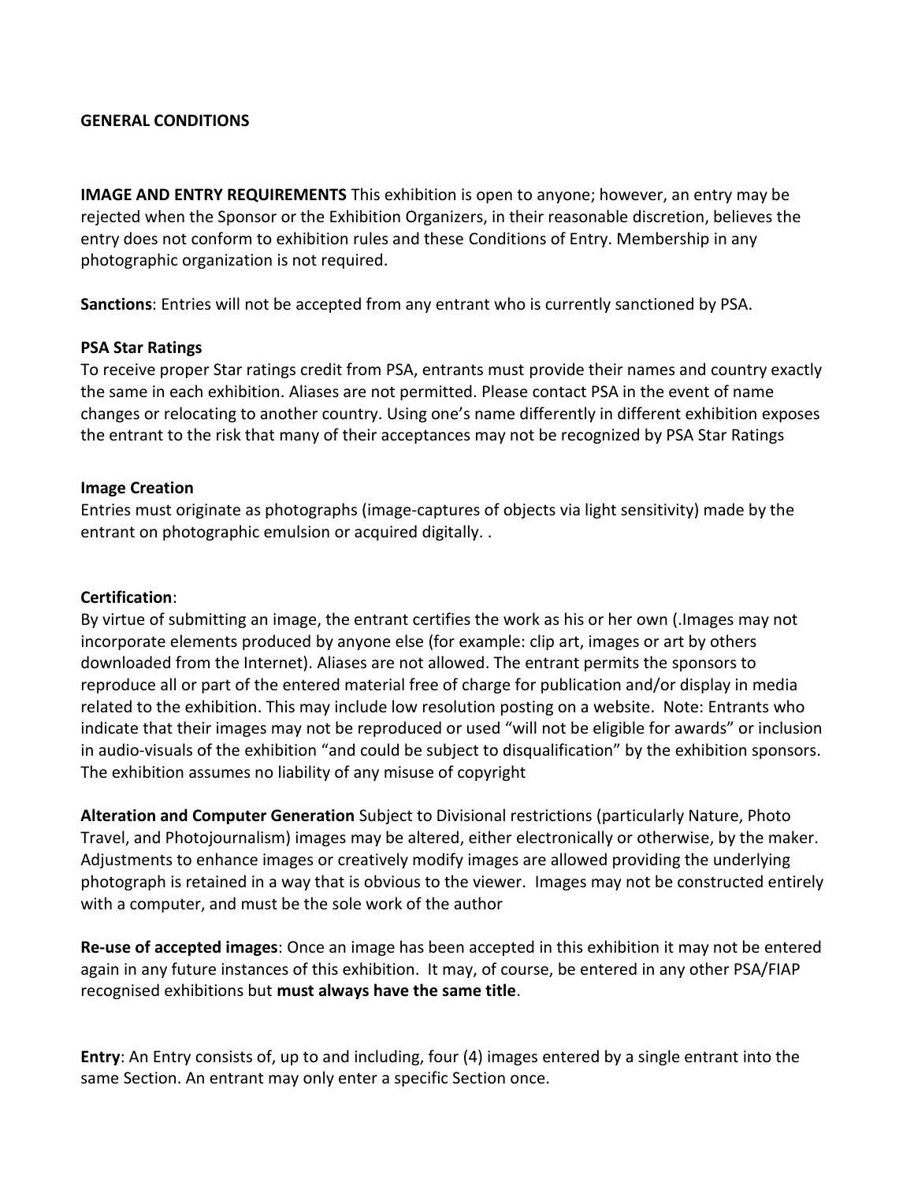**GENERAL CONDITIONS**

**IMAGE AND ENTRY REQUIREMENTS** This exhibition is open to anyone; however, an entry may be rejected when the Sponsor or the Exhibition Organizers, in their reasonable discretion, believes the entry does not conform to exhibition rules and these Conditions of Entry. Membership in any photographic organization is not required.

**Sanctions**: Entries will not be accepted from any entrant who is currently sanctioned by PSA.

**PSA Star Ratings**
To receive proper Star ratings credit from PSA, entrants must provide their names and country exactly the same in each exhibition. Aliases are not permitted. Please contact PSA in the event of name changes or relocating to another country. Using one's name differently in different exhibition exposes the entrant to the risk that many of their acceptances may not be recognized by PSA Star Ratings

**Image Creation**
Entries must originate as photographs (image-captures of objects via light sensitivity) made by the entrant on photographic emulsion or acquired digitally. .

**Certification**:
By virtue of submitting an image, the entrant certifies the work as his or her own (.Images may not incorporate elements produced by anyone else (for example: clip art, images or art by others downloaded from the Internet). Aliases are not allowed. The entrant permits the sponsors to reproduce all or part of the entered material free of charge for publication and/or display in media related to the exhibition. This may include low resolution posting on a website. Note: Entrants who indicate that their images may not be reproduced or used "will not be eligible for awards" or inclusion in audio-visuals of the exhibition "and could be subject to disqualification" by the exhibition sponsors. The exhibition assumes no liability of any misuse of copyright

**Alteration and Computer Generation** Subject to Divisional restrictions (particularly Nature, Photo Travel, and Photojournalism) images may be altered, either electronically or otherwise, by the maker. Adjustments to enhance images or creatively modify images are allowed providing the underlying photograph is retained in a way that is obvious to the viewer. Images may not be constructed entirely with a computer, and must be the sole work of the author

**Re-use of accepted images**: Once an image has been accepted in this exhibition it may not be entered again in any future instances of this exhibition. It may, of course, be entered in any other PSA/FIAP recognised exhibitions but **must always have the same title**.

**Entry**: An Entry consists of, up to and including, four (4) images entered by a single entrant into the same Section. An entrant may only enter a specific Section once.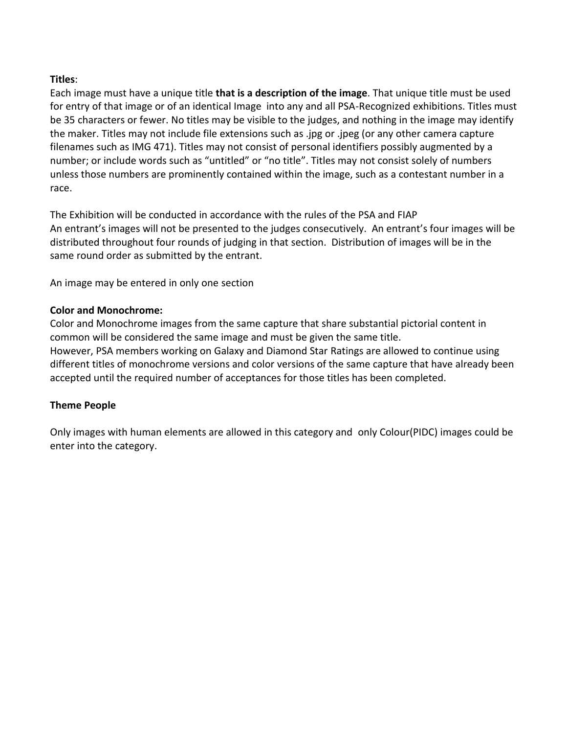**Titles**:

Each image must have a unique title **that is a description of the image**. That unique title must be used for entry of that image or of an identical Image into any and all PSA-Recognized exhibitions. Titles must be 35 characters or fewer. No titles may be visible to the judges, and nothing in the image may identify the maker. Titles may not include file extensions such as .jpg or .jpeg (or any other camera capture filenames such as IMG 471). Titles may not consist of personal identifiers possibly augmented by a number; or include words such as "untitled" or "no title". Titles may not consist solely of numbers unless those numbers are prominently contained within the image, such as a contestant number in a race.

The Exhibition will be conducted in accordance with the rules of the PSA and FIAP
An entrant's images will not be presented to the judges consecutively. An entrant's four images will be distributed throughout four rounds of judging in that section. Distribution of images will be in the same round order as submitted by the entrant.

An image may be entered in only one section

**Color and Monochrome:**

Color and Monochrome images from the same capture that share substantial pictorial content in common will be considered the same image and must be given the same title.
However, PSA members working on Galaxy and Diamond Star Ratings are allowed to continue using different titles of monochrome versions and color versions of the same capture that have already been accepted until the required number of acceptances for those titles has been completed.

**Theme People**

Only images with human elements are allowed in this category and only Colour(PIDC) images could be enter into the category.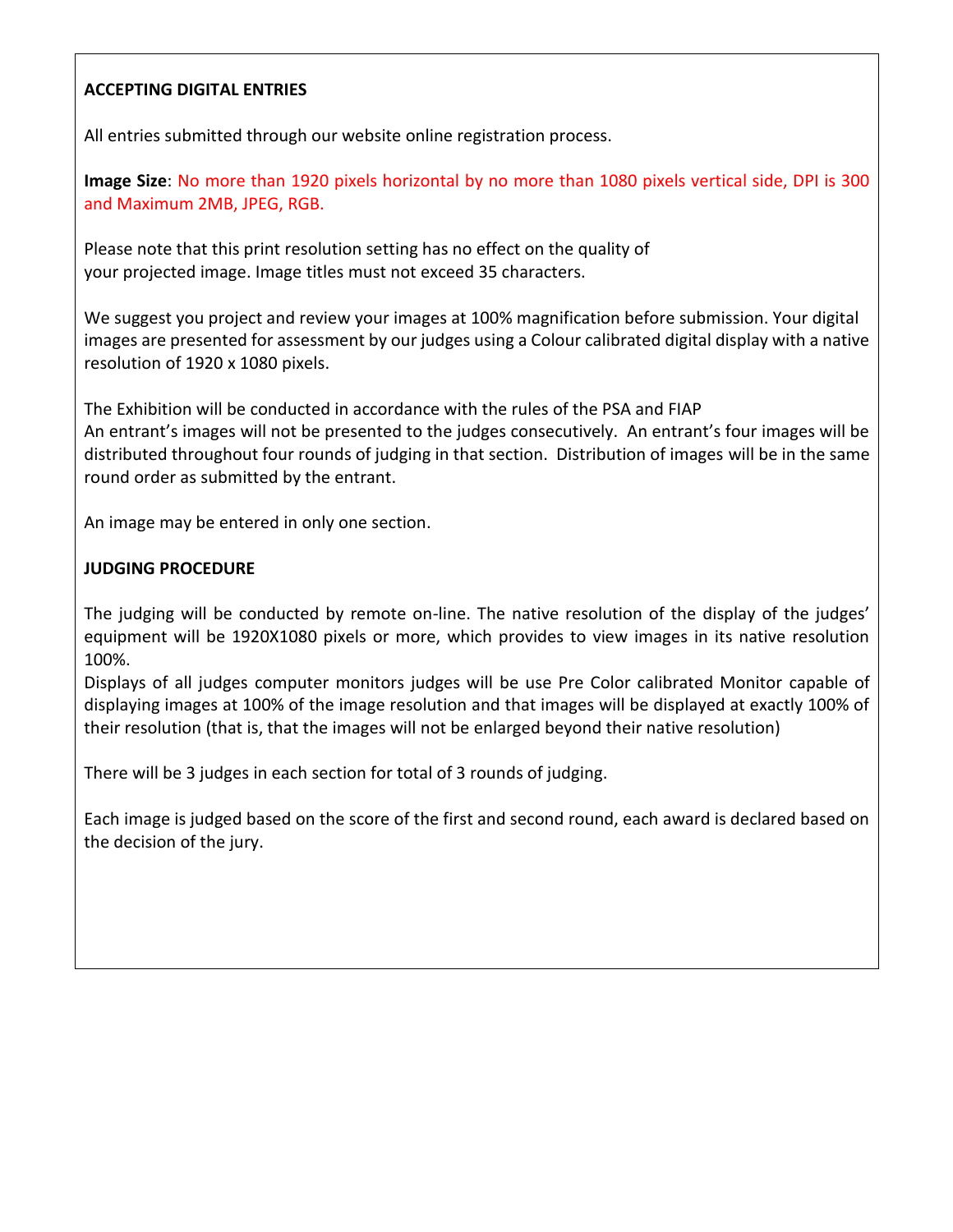**ACCEPTING DIGITAL ENTRIES**

All entries submitted through our website online registration process.

**Image Size**: No more than 1920 pixels horizontal by no more than 1080 pixels vertical side, DPI is 300 and Maximum 2MB, JPEG, RGB.

Please note that this print resolution setting has no effect on the quality of your projected image. Image titles must not exceed 35 characters.

We suggest you project and review your images at 100% magnification before submission. Your digital images are presented for assessment by our judges using a Colour calibrated digital display with a native resolution of 1920 x 1080 pixels.

The Exhibition will be conducted in accordance with the rules of the PSA and FIAP
An entrant's images will not be presented to the judges consecutively. An entrant's four images will be distributed throughout four rounds of judging in that section. Distribution of images will be in the same round order as submitted by the entrant.

An image may be entered in only one section.

**JUDGING PROCEDURE**

The judging will be conducted by remote on-line. The native resolution of the display of the judges' equipment will be 1920X1080 pixels or more, which provides to view images in its native resolution 100%.
Displays of all judges computer monitors judges will be use Pre Color calibrated Monitor capable of displaying images at 100% of the image resolution and that images will be displayed at exactly 100% of their resolution (that is, that the images will not be enlarged beyond their native resolution)

There will be 3 judges in each section for total of 3 rounds of judging.

Each image is judged based on the score of the first and second round, each award is declared based on the decision of the jury.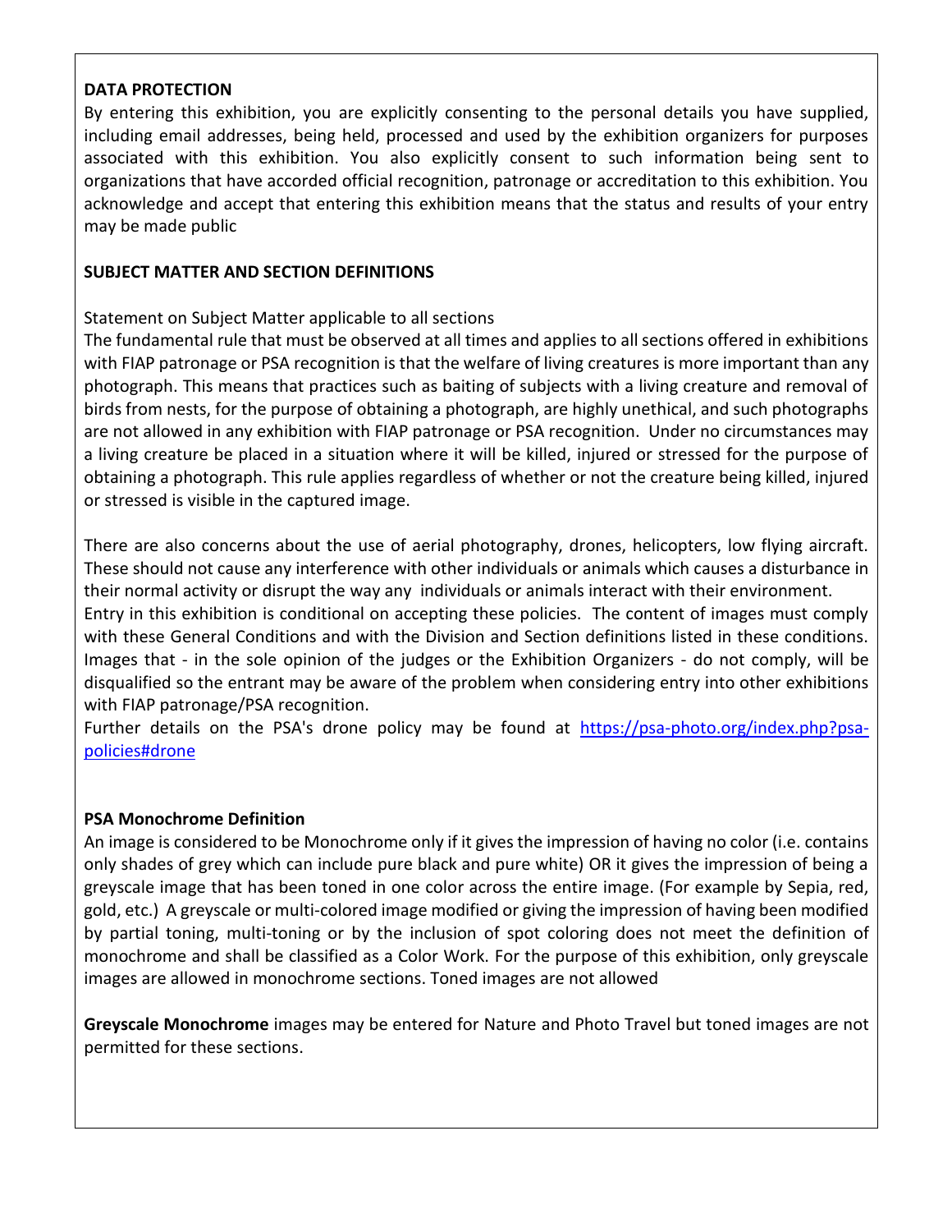**DATA PROTECTION**

By entering this exhibition, you are explicitly consenting to the personal details you have supplied, including email addresses, being held, processed and used by the exhibition organizers for purposes associated with this exhibition. You also explicitly consent to such information being sent to organizations that have accorded official recognition, patronage or accreditation to this exhibition. You acknowledge and accept that entering this exhibition means that the status and results of your entry may be made public

**SUBJECT MATTER AND SECTION DEFINITIONS**

Statement on Subject Matter applicable to all sections

The fundamental rule that must be observed at all times and applies to all sections offered in exhibitions with FIAP patronage or PSA recognition is that the welfare of living creatures is more important than any photograph. This means that practices such as baiting of subjects with a living creature and removal of birds from nests, for the purpose of obtaining a photograph, are highly unethical, and such photographs are not allowed in any exhibition with FIAP patronage or PSA recognition. Under no circumstances may a living creature be placed in a situation where it will be killed, injured or stressed for the purpose of obtaining a photograph. This rule applies regardless of whether or not the creature being killed, injured or stressed is visible in the captured image.

There are also concerns about the use of aerial photography, drones, helicopters, low flying aircraft. These should not cause any interference with other individuals or animals which causes a disturbance in their normal activity or disrupt the way any individuals or animals interact with their environment.

Entry in this exhibition is conditional on accepting these policies. The content of images must comply with these General Conditions and with the Division and Section definitions listed in these conditions. Images that - in the sole opinion of the judges or the Exhibition Organizers - do not comply, will be disqualified so the entrant may be aware of the problem when considering entry into other exhibitions with FIAP patronage/PSA recognition.

Further details on the PSA's drone policy may be found at [https://psa-photo.org/index.php?psa-policies#drone](https://psa-photo.org/index.php?psa-policies#drone)

**PSA Monochrome Definition**

An image is considered to be Monochrome only if it gives the impression of having no color (i.e. contains only shades of grey which can include pure black and pure white) OR it gives the impression of being a greyscale image that has been toned in one color across the entire image. (For example by Sepia, red, gold, etc.) A greyscale or multi-colored image modified or giving the impression of having been modified by partial toning, multi-toning or by the inclusion of spot coloring does not meet the definition of monochrome and shall be classified as a Color Work. For the purpose of this exhibition, only greyscale images are allowed in monochrome sections. Toned images are not allowed

**Greyscale Monochrome** images may be entered for Nature and Photo Travel but toned images are not permitted for these sections.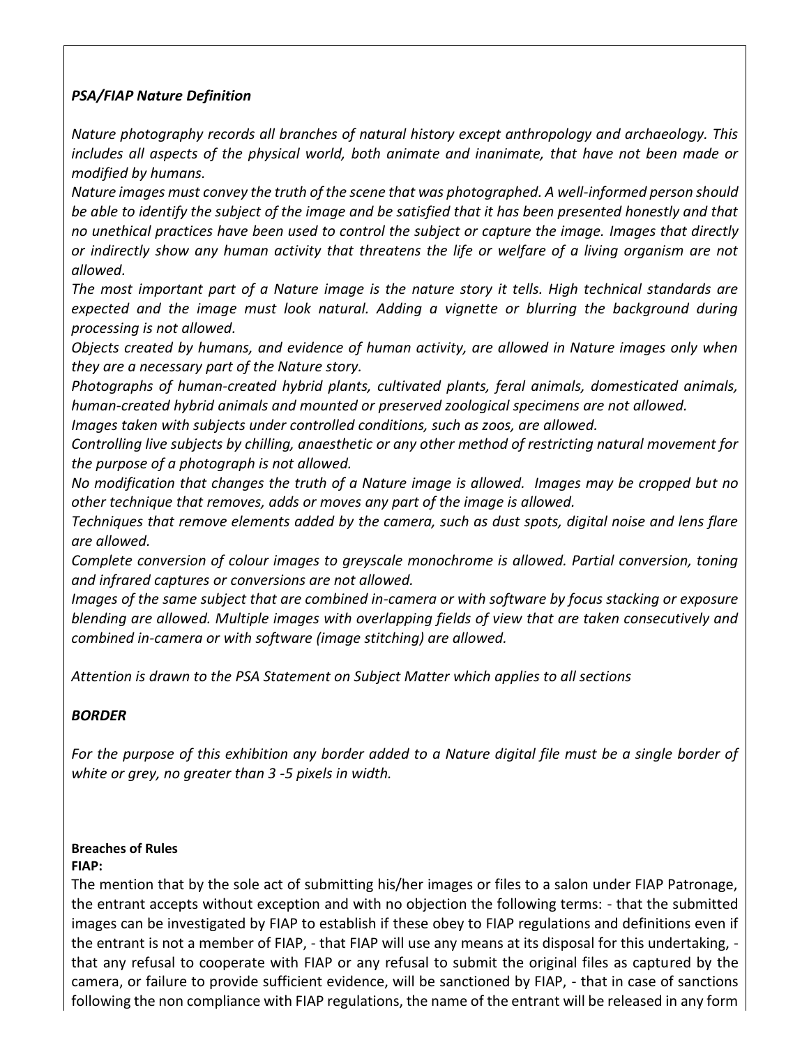### *PSA/FIAP Nature Definition*

*Nature photography records all branches of natural history except anthropology and archaeology. This includes all aspects of the physical world, both animate and inanimate, that have not been made or modified by humans.*

*Nature images must convey the truth of the scene that was photographed. A well-informed person should be able to identify the subject of the image and be satisfied that it has been presented honestly and that no unethical practices have been used to control the subject or capture the image. Images that directly or indirectly show any human activity that threatens the life or welfare of a living organism are not allowed.*

*The most important part of a Nature image is the nature story it tells. High technical standards are expected and the image must look natural. Adding a vignette or blurring the background during processing is not allowed.*

*Objects created by humans, and evidence of human activity, are allowed in Nature images only when they are a necessary part of the Nature story.*

*Photographs of human-created hybrid plants, cultivated plants, feral animals, domesticated animals, human-created hybrid animals and mounted or preserved zoological specimens are not allowed.*

*Images taken with subjects under controlled conditions, such as zoos, are allowed.*

*Controlling live subjects by chilling, anaesthetic or any other method of restricting natural movement for the purpose of a photograph is not allowed.*

*No modification that changes the truth of a Nature image is allowed. Images may be cropped but no other technique that removes, adds or moves any part of the image is allowed.*

*Techniques that remove elements added by the camera, such as dust spots, digital noise and lens flare are allowed.*

*Complete conversion of colour images to greyscale monochrome is allowed. Partial conversion, toning and infrared captures or conversions are not allowed.*

*Images of the same subject that are combined in-camera or with software by focus stacking or exposure blending are allowed. Multiple images with overlapping fields of view that are taken consecutively and combined in-camera or with software (image stitching) are allowed.*

*Attention is drawn to the PSA Statement on Subject Matter which applies to all sections*

### *BORDER*

*For the purpose of this exhibition any border added to a Nature digital file must be a single border of white or grey, no greater than 3 -5 pixels in width.*

**Breaches of Rules**

**FIAP:**

The mention that by the sole act of submitting his/her images or files to a salon under FIAP Patronage, the entrant accepts without exception and with no objection the following terms: - that the submitted images can be investigated by FIAP to establish if these obey to FIAP regulations and definitions even if the entrant is not a member of FIAP, - that FIAP will use any means at its disposal for this undertaking, - that any refusal to cooperate with FIAP or any refusal to submit the original files as captured by the camera, or failure to provide sufficient evidence, will be sanctioned by FIAP, - that in case of sanctions following the non compliance with FIAP regulations, the name of the entrant will be released in any form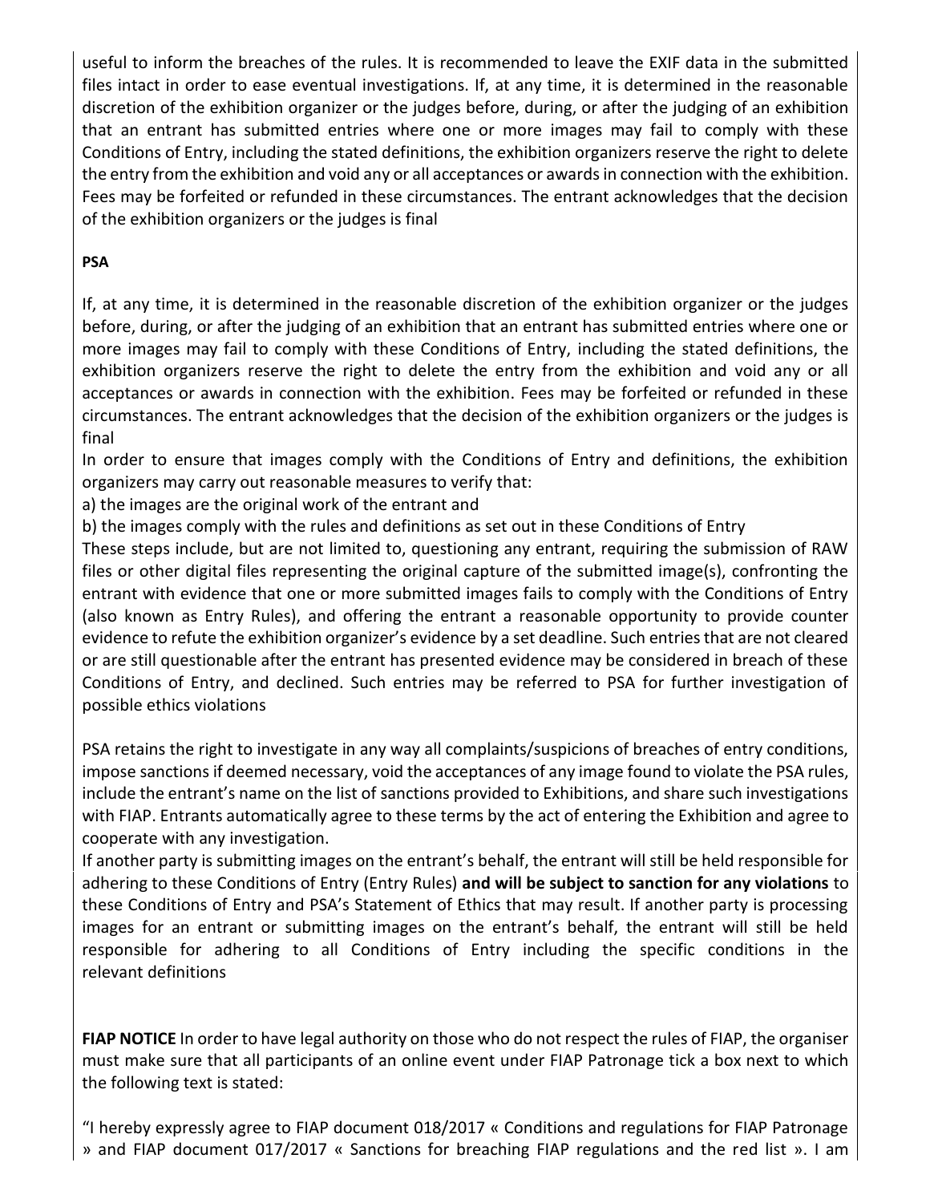useful to inform the breaches of the rules. It is recommended to leave the EXIF data in the submitted files intact in order to ease eventual investigations. If, at any time, it is determined in the reasonable discretion of the exhibition organizer or the judges before, during, or after the judging of an exhibition that an entrant has submitted entries where one or more images may fail to comply with these Conditions of Entry, including the stated definitions, the exhibition organizers reserve the right to delete the entry from the exhibition and void any or all acceptances or awards in connection with the exhibition. Fees may be forfeited or refunded in these circumstances. The entrant acknowledges that the decision of the exhibition organizers or the judges is final

**PSA**

If, at any time, it is determined in the reasonable discretion of the exhibition organizer or the judges before, during, or after the judging of an exhibition that an entrant has submitted entries where one or more images may fail to comply with these Conditions of Entry, including the stated definitions, the exhibition organizers reserve the right to delete the entry from the exhibition and void any or all acceptances or awards in connection with the exhibition. Fees may be forfeited or refunded in these circumstances. The entrant acknowledges that the decision of the exhibition organizers or the judges is final

In order to ensure that images comply with the Conditions of Entry and definitions, the exhibition organizers may carry out reasonable measures to verify that:

a) the images are the original work of the entrant and

b) the images comply with the rules and definitions as set out in these Conditions of Entry

These steps include, but are not limited to, questioning any entrant, requiring the submission of RAW files or other digital files representing the original capture of the submitted image(s), confronting the entrant with evidence that one or more submitted images fails to comply with the Conditions of Entry (also known as Entry Rules), and offering the entrant a reasonable opportunity to provide counter evidence to refute the exhibition organizer's evidence by a set deadline. Such entries that are not cleared or are still questionable after the entrant has presented evidence may be considered in breach of these Conditions of Entry, and declined. Such entries may be referred to PSA for further investigation of possible ethics violations

PSA retains the right to investigate in any way all complaints/suspicions of breaches of entry conditions, impose sanctions if deemed necessary, void the acceptances of any image found to violate the PSA rules, include the entrant's name on the list of sanctions provided to Exhibitions, and share such investigations with FIAP. Entrants automatically agree to these terms by the act of entering the Exhibition and agree to cooperate with any investigation.

If another party is submitting images on the entrant's behalf, the entrant will still be held responsible for adhering to these Conditions of Entry (Entry Rules) **and will be subject to sanction for any violations** to these Conditions of Entry and PSA's Statement of Ethics that may result. If another party is processing images for an entrant or submitting images on the entrant's behalf, the entrant will still be held responsible for adhering to all Conditions of Entry including the specific conditions in the relevant definitions

**FIAP NOTICE** In order to have legal authority on those who do not respect the rules of FIAP, the organiser must make sure that all participants of an online event under FIAP Patronage tick a box next to which the following text is stated:

"I hereby expressly agree to FIAP document 018/2017 « Conditions and regulations for FIAP Patronage » and FIAP document 017/2017 « Sanctions for breaching FIAP regulations and the red list ». I am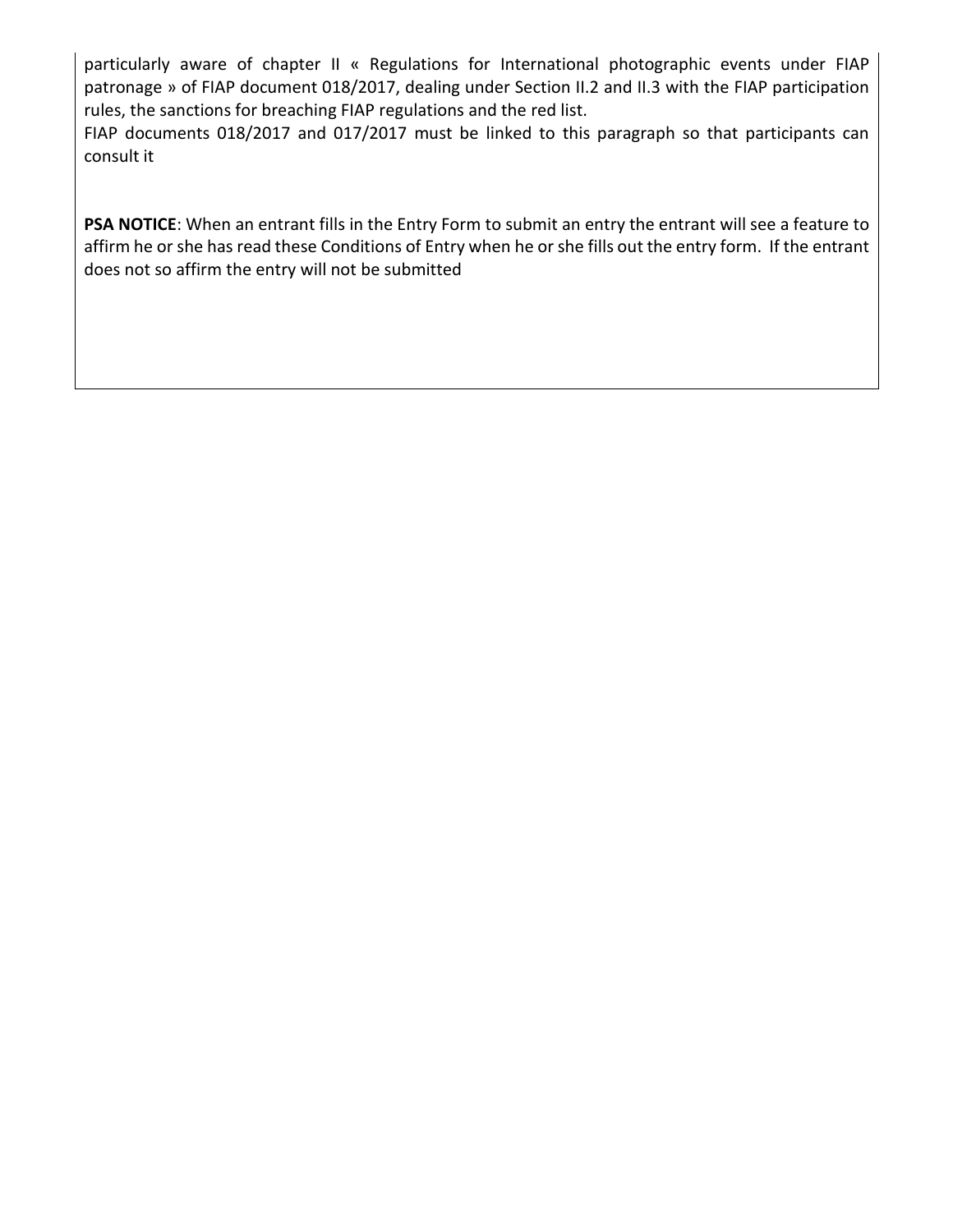particularly aware of chapter II « Regulations for International photographic events under FIAP patronage » of FIAP document 018/2017, dealing under Section II.2 and II.3 with the FIAP participation rules, the sanctions for breaching FIAP regulations and the red list.

FIAP documents 018/2017 and 017/2017 must be linked to this paragraph so that participants can consult it

**PSA NOTICE**: When an entrant fills in the Entry Form to submit an entry the entrant will see a feature to affirm he or she has read these Conditions of Entry when he or she fills out the entry form. If the entrant does not so affirm the entry will not be submitted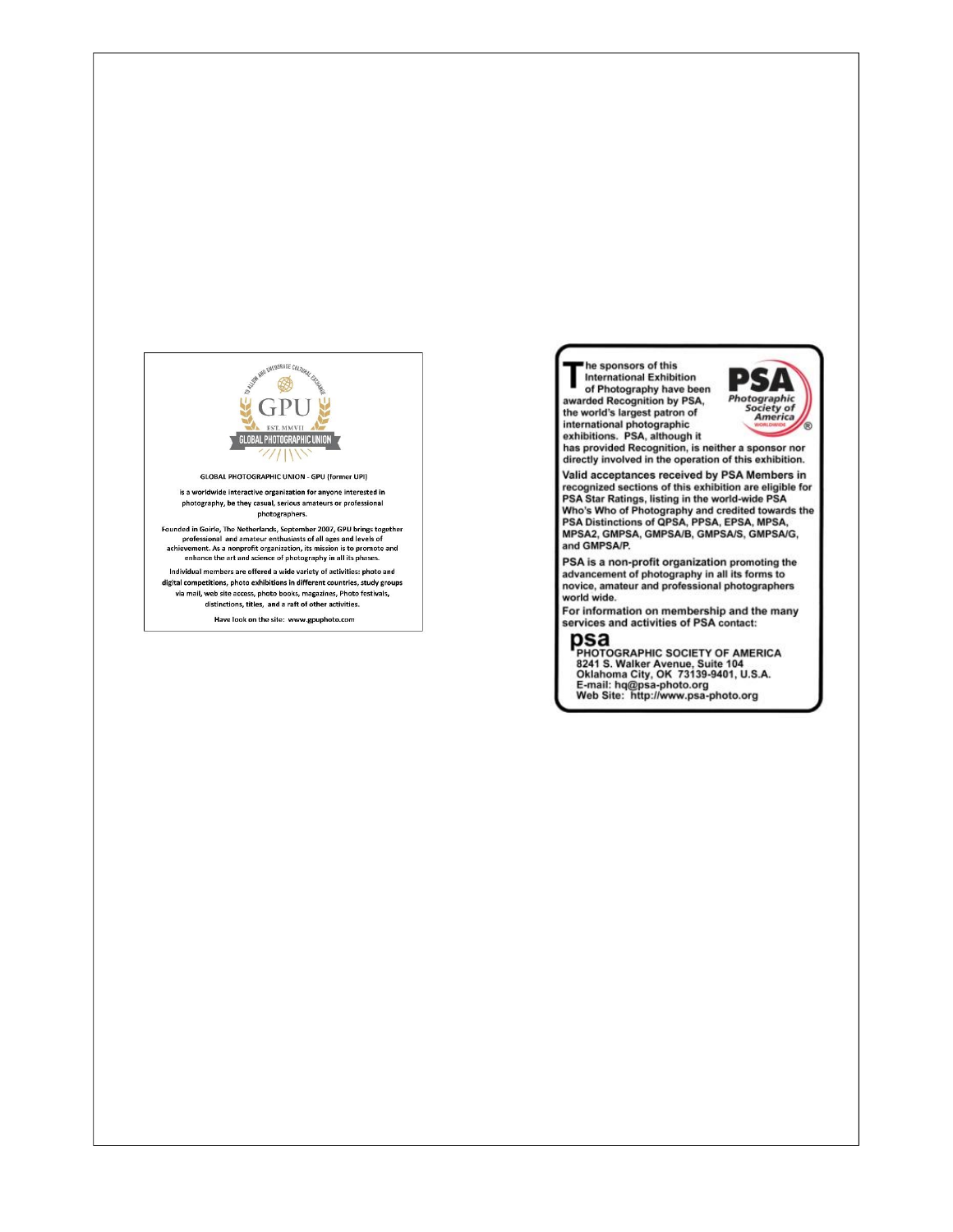TO ALLOW AND ENCOURAGE CULTURAL EXCHANGE

GPU

EST. MMVII

GLOBAL PHOTOGRAPHIC UNION

GLOBAL PHOTOGRAPHIC UNION - GPU (former UPI)

is a worldwide interactive organization for anyone interested in photography, be they casual, serious amateurs or professional photographers.

Founded in Goirle, The Netherlands, September 2007, GPU brings together professional and amateur enthusiasts of all ages and levels of achievement. As a nonprofit organization, its mission is to promote and enhance the art and science of photography in all its phases.

Individual members are offered a wide variety of activities: photo and digital competitions, photo exhibitions in different countries, study groups via mail, web site access, photo books, magazines, Photo festivals, distinctions, titles, and a raft of other activities.

Have look on the site: www.gpuphoto.com

PSA Photographic Society of America WORLDWIDE ®

The sponsors of this International Exhibition of Photography have been awarded Recognition by PSA, the world's largest patron of international photographic exhibitions. PSA, although it has provided Recognition, is neither a sponsor nor directly involved in the operation of this exhibition.

Valid acceptances received by PSA Members in recognized sections of this exhibition are eligible for PSA Star Ratings, listing in the world-wide PSA Who's Who of Photography and credited towards the PSA Distinctions of QPSA, PPSA, EPSA, MPSA, MPSA2, GMPSA, GMPSA/B, GMPSA/S, GMPSA/G, and GMPSA/P.

PSA is a non-profit organization promoting the advancement of photography in all its forms to novice, amateur and professional photographers world wide.

For information on membership and the many services and activities of PSA contact:

psa

PHOTOGRAPHIC SOCIETY OF AMERICA
8241 S. Walker Avenue, Suite 104
Oklahoma City, OK 73139-9401, U.S.A.
E-mail: hq@psa-photo.org
Web Site: http://www.psa-photo.org